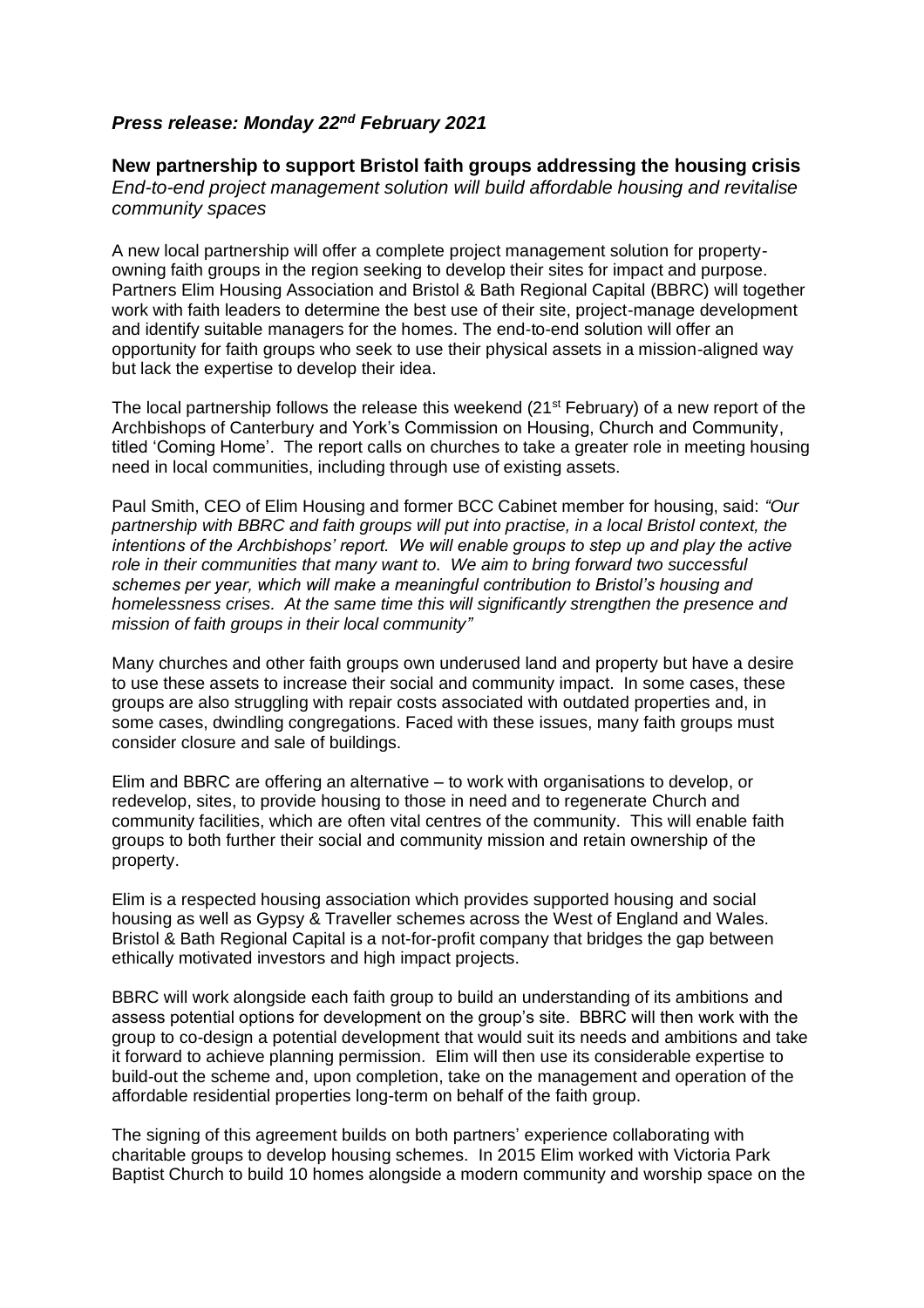***Press release: Monday 22nd February 2021***

**New partnership to support Bristol faith groups addressing the housing crisis**
*End-to-end project management solution will build affordable housing and revitalise community spaces*

A new local partnership will offer a complete project management solution for property-owning faith groups in the region seeking to develop their sites for impact and purpose. Partners Elim Housing Association and Bristol & Bath Regional Capital (BBRC) will together work with faith leaders to determine the best use of their site, project-manage development and identify suitable managers for the homes. The end-to-end solution will offer an opportunity for faith groups who seek to use their physical assets in a mission-aligned way but lack the expertise to develop their idea.

The local partnership follows the release this weekend (21st February) of a new report of the Archbishops of Canterbury and York's Commission on Housing, Church and Community, titled 'Coming Home'. The report calls on churches to take a greater role in meeting housing need in local communities, including through use of existing assets.

Paul Smith, CEO of Elim Housing and former BCC Cabinet member for housing, said: *"Our partnership with BBRC and faith groups will put into practise, in a local Bristol context, the intentions of the Archbishops' report. We will enable groups to step up and play the active role in their communities that many want to. We aim to bring forward two successful schemes per year, which will make a meaningful contribution to Bristol's housing and homelessness crises. At the same time this will significantly strengthen the presence and mission of faith groups in their local community"*

Many churches and other faith groups own underused land and property but have a desire to use these assets to increase their social and community impact. In some cases, these groups are also struggling with repair costs associated with outdated properties and, in some cases, dwindling congregations. Faced with these issues, many faith groups must consider closure and sale of buildings.

Elim and BBRC are offering an alternative – to work with organisations to develop, or redevelop, sites, to provide housing to those in need and to regenerate Church and community facilities, which are often vital centres of the community. This will enable faith groups to both further their social and community mission and retain ownership of the property.

Elim is a respected housing association which provides supported housing and social housing as well as Gypsy & Traveller schemes across the West of England and Wales. Bristol & Bath Regional Capital is a not-for-profit company that bridges the gap between ethically motivated investors and high impact projects.

BBRC will work alongside each faith group to build an understanding of its ambitions and assess potential options for development on the group's site. BBRC will then work with the group to co-design a potential development that would suit its needs and ambitions and take it forward to achieve planning permission. Elim will then use its considerable expertise to build-out the scheme and, upon completion, take on the management and operation of the affordable residential properties long-term on behalf of the faith group.

The signing of this agreement builds on both partners' experience collaborating with charitable groups to develop housing schemes. In 2015 Elim worked with Victoria Park Baptist Church to build 10 homes alongside a modern community and worship space on the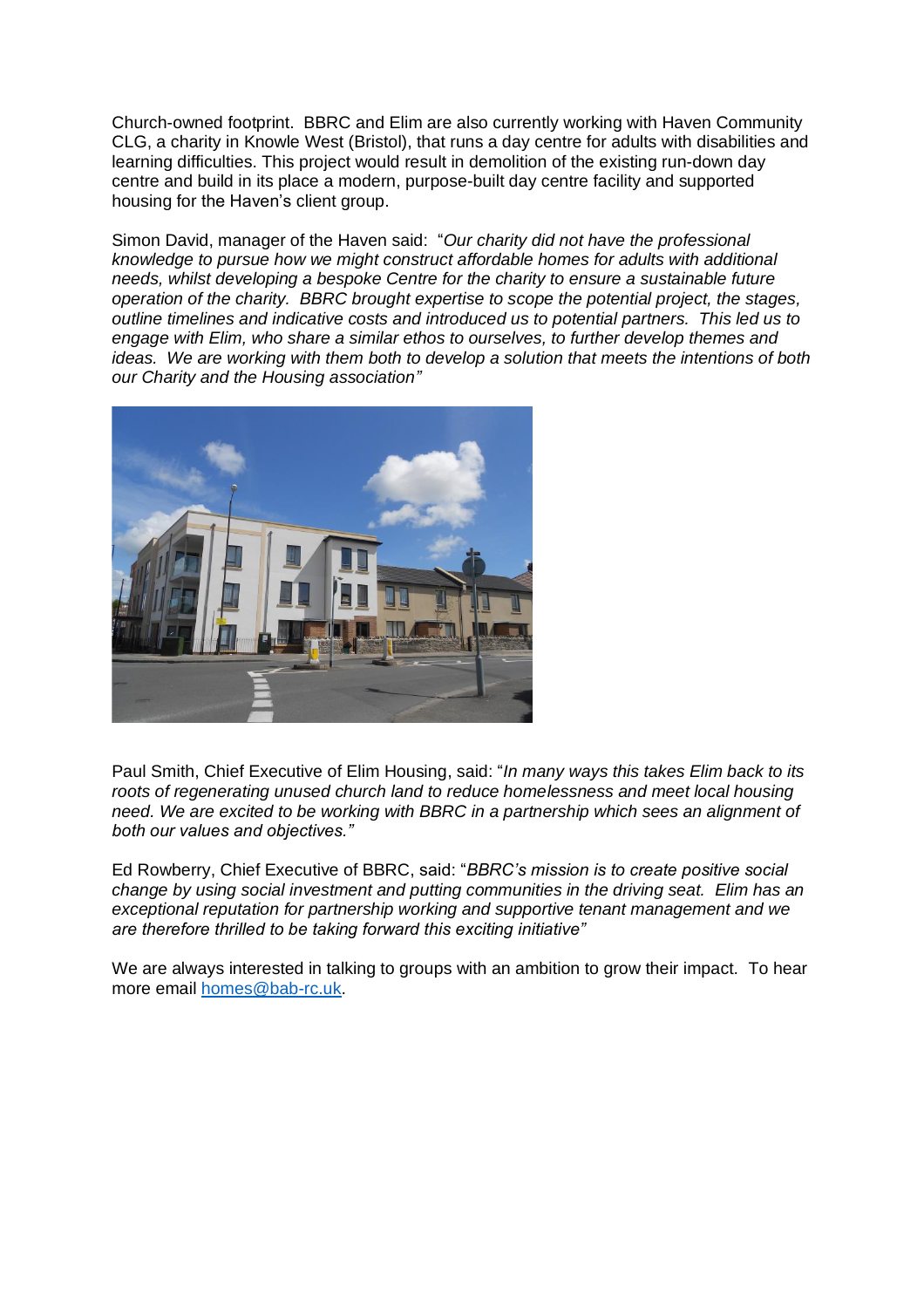Church-owned footprint. BBRC and Elim are also currently working with Haven Community CLG, a charity in Knowle West (Bristol), that runs a day centre for adults with disabilities and learning difficulties. This project would result in demolition of the existing run-down day centre and build in its place a modern, purpose-built day centre facility and supported housing for the Haven's client group.

Simon David, manager of the Haven said: "*Our charity did not have the professional knowledge to pursue how we might construct affordable homes for adults with additional needs, whilst developing a bespoke Centre for the charity to ensure a sustainable future operation of the charity. BBRC brought expertise to scope the potential project, the stages, outline timelines and indicative costs and introduced us to potential partners. This led us to engage with Elim, who share a similar ethos to ourselves, to further develop themes and ideas. We are working with them both to develop a solution that meets the intentions of both our Charity and the Housing association"*

Paul Smith, Chief Executive of Elim Housing, said: "*In many ways this takes Elim back to its roots of regenerating unused church land to reduce homelessness and meet local housing need. We are excited to be working with BBRC in a partnership which sees an alignment of both our values and objectives."*

Ed Rowberry, Chief Executive of BBRC, said: "*BBRC's mission is to create positive social change by using social investment and putting communities in the driving seat. Elim has an exceptional reputation for partnership working and supportive tenant management and we are therefore thrilled to be taking forward this exciting initiative"*

We are always interested in talking to groups with an ambition to grow their impact. To hear more email [homes@bab-rc.uk](mailto:homes@bab-rc.uk).